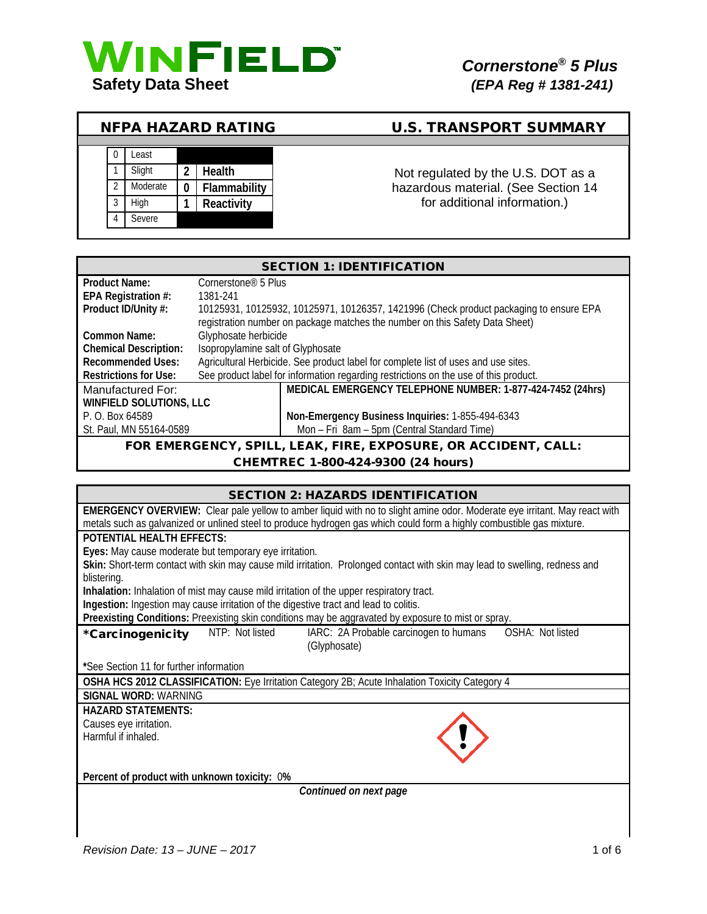# WINFIELD

**Safety Data Sheet**

***Cornerstone® 5 Plus***
***(EPA Reg # 1381-241)***

## NFPA HAZARD RATING

| | | | |
|---|---|---|---|
| 0 | Least | | |
| 1 | Slight | 2 | Health |
| 2 | Moderate | 0 | Flammability |
| 3 | High | 1 | Reactivity |
| 4 | Severe | | |

## U.S. TRANSPORT SUMMARY

Not regulated by the U.S. DOT as a hazardous material. (See Section 14 for additional information.)

## SECTION 1: IDENTIFICATION

| | |
|---|---|
| **Product Name:** | Cornerstone® 5 Plus |
| **EPA Registration #:** | 1381-241 |
| **Product ID/Unity #:** | 10125931, 10125932, 10125971, 10126357, 1421996 (Check product packaging to ensure EPA registration number on package matches the number on this Safety Data Sheet) |
| **Common Name:** | Glyphosate herbicide |
| **Chemical Description:** | Isopropylamine salt of Glyphosate |
| **Recommended Uses:** | Agricultural Herbicide. See product label for complete list of uses and use sites. |
| **Restrictions for Use:** | See product label for information regarding restrictions on the use of this product. |

Manufactured For:
**WINFIELD SOLUTIONS, LLC**
P. O. Box 64589
St. Paul, MN 55164-0589

**MEDICAL EMERGENCY TELEPHONE NUMBER: 1-877-424-7452 (24hrs)**

**Non-Emergency Business Inquiries:** 1-855-494-6343
Mon – Fri 8am – 5pm (Central Standard Time)

**FOR EMERGENCY, SPILL, LEAK, FIRE, EXPOSURE, OR ACCIDENT, CALL: CHEMTREC 1-800-424-9300 (24 hours)**

## SECTION 2: HAZARDS IDENTIFICATION

**EMERGENCY OVERVIEW:** Clear pale yellow to amber liquid with no to slight amine odor. Moderate eye irritant. May react with metals such as galvanized or unlined steel to produce hydrogen gas which could form a highly combustible gas mixture.

**POTENTIAL HEALTH EFFECTS:**

**Eyes:** May cause moderate but temporary eye irritation.

**Skin:** Short-term contact with skin may cause mild irritation. Prolonged contact with skin may lead to swelling, redness and blistering.

**Inhalation:** Inhalation of mist may cause mild irritation of the upper respiratory tract.

**Ingestion:** Ingestion may cause irritation of the digestive tract and lead to colitis.

**Preexisting Conditions:** Preexisting skin conditions may be aggravated by exposure to mist or spray.

| **\*Carcinogenicity** | NTP: Not listed | IARC: 2A Probable carcinogen to humans (Glyphosate) | OSHA: Not listed |
|---|---|---|---|

**\***See Section 11 for further information

**OSHA HCS 2012 CLASSIFICATION:** Eye Irritation Category 2B; Acute Inhalation Toxicity Category 4

**SIGNAL WORD:** WARNING

**HAZARD STATEMENTS:**

Causes eye irritation.
Harmful if inhaled.

**Percent of product with unknown toxicity: 0%**

***Continued on next page***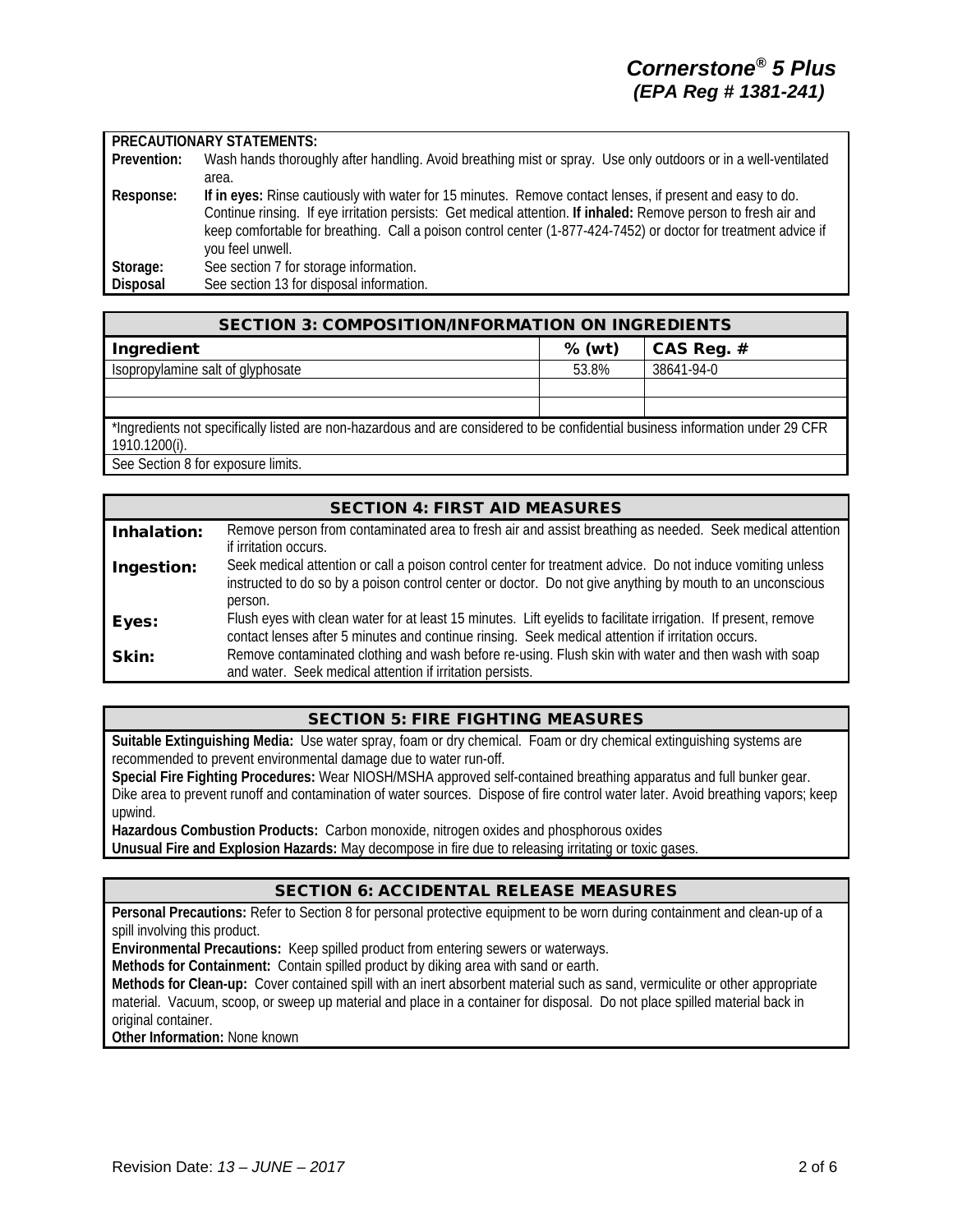**PRECAUTIONARY STATEMENTS:**

| | |
|---|---|
| **Prevention:** | Wash hands thoroughly after handling. Avoid breathing mist or spray. Use only outdoors or in a well-ventilated area. |
| **Response:** | **If in eyes:** Rinse cautiously with water for 15 minutes. Remove contact lenses, if present and easy to do. Continue rinsing. If eye irritation persists: Get medical attention. **If inhaled:** Remove person to fresh air and keep comfortable for breathing. Call a poison control center (1-877-424-7452) or doctor for treatment advice if you feel unwell. |
| **Storage:** | See section 7 for storage information. |
| **Disposal** | See section 13 for disposal information. |

## SECTION 3: COMPOSITION/INFORMATION ON INGREDIENTS

| Ingredient | % (wt) | CAS Reg. # |
|---|---|---|
| Isopropylamine salt of glyphosate | 53.8% | 38641-94-0 |
| | | |
| | | |

*Ingredients not specifically listed are non-hazardous and are considered to be confidential business information under 29 CFR 1910.1200(i).

See Section 8 for exposure limits.

## SECTION 4: FIRST AID MEASURES

| | |
|---|---|
| **Inhalation:** | Remove person from contaminated area to fresh air and assist breathing as needed. Seek medical attention if irritation occurs. |
| **Ingestion:** | Seek medical attention or call a poison control center for treatment advice. Do not induce vomiting unless instructed to do so by a poison control center or doctor. Do not give anything by mouth to an unconscious person. |
| **Eyes:** | Flush eyes with clean water for at least 15 minutes. Lift eyelids to facilitate irrigation. If present, remove contact lenses after 5 minutes and continue rinsing. Seek medical attention if irritation occurs. |
| **Skin:** | Remove contaminated clothing and wash before re-using. Flush skin with water and then wash with soap and water. Seek medical attention if irritation persists. |

## SECTION 5: FIRE FIGHTING MEASURES

**Suitable Extinguishing Media:** Use water spray, foam or dry chemical. Foam or dry chemical extinguishing systems are recommended to prevent environmental damage due to water run-off.

**Special Fire Fighting Procedures:** Wear NIOSH/MSHA approved self-contained breathing apparatus and full bunker gear. Dike area to prevent runoff and contamination of water sources. Dispose of fire control water later. Avoid breathing vapors; keep upwind.

**Hazardous Combustion Products:** Carbon monoxide, nitrogen oxides and phosphorous oxides

**Unusual Fire and Explosion Hazards:** May decompose in fire due to releasing irritating or toxic gases.

## SECTION 6: ACCIDENTAL RELEASE MEASURES

**Personal Precautions:** Refer to Section 8 for personal protective equipment to be worn during containment and clean-up of a spill involving this product.

**Environmental Precautions:** Keep spilled product from entering sewers or waterways.

**Methods for Containment:** Contain spilled product by diking area with sand or earth.

**Methods for Clean-up:** Cover contained spill with an inert absorbent material such as sand, vermiculite or other appropriate material. Vacuum, scoop, or sweep up material and place in a container for disposal. Do not place spilled material back in original container.

**Other Information:** None known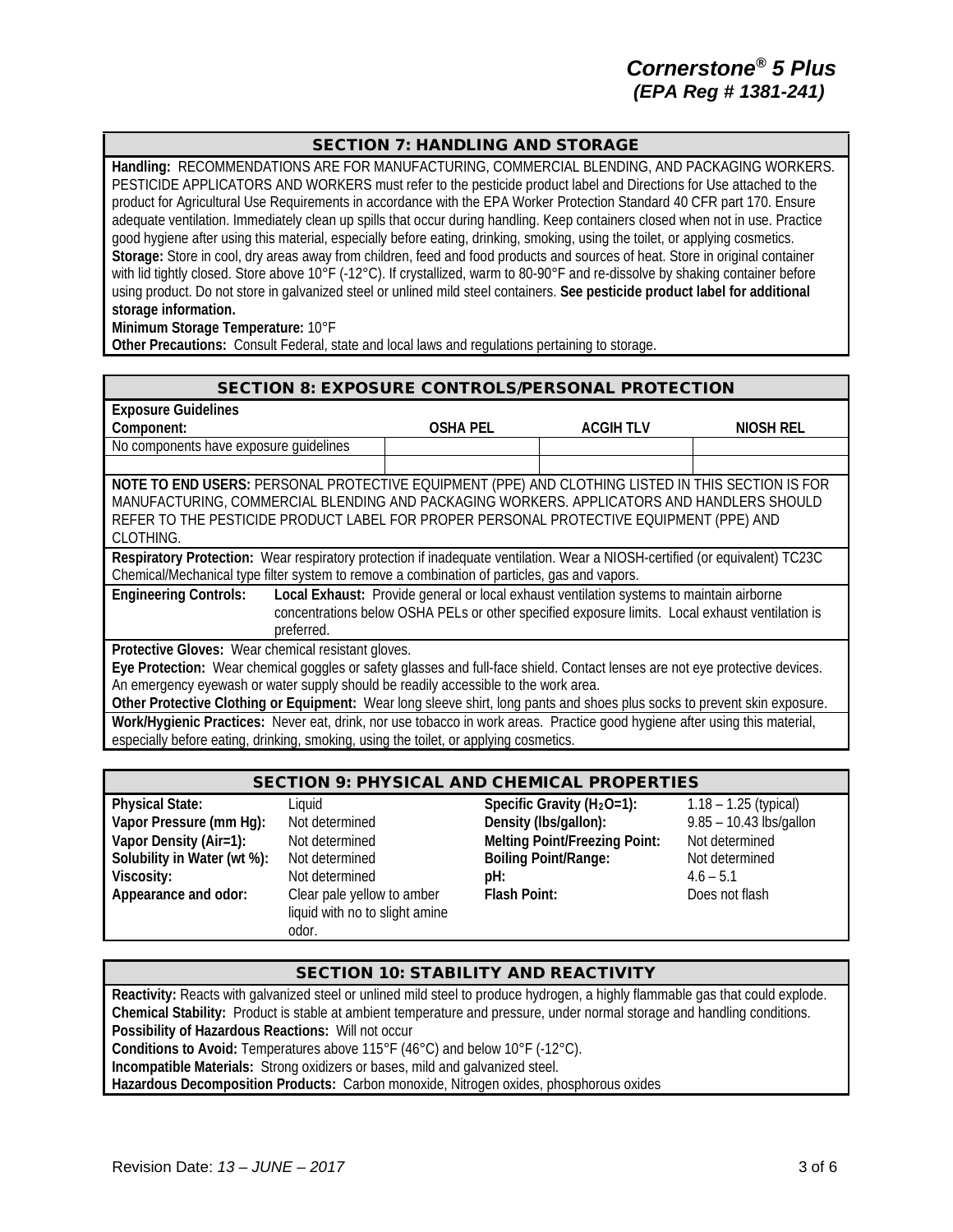## SECTION 7: HANDLING AND STORAGE

**Handling:** RECOMMENDATIONS ARE FOR MANUFACTURING, COMMERCIAL BLENDING, AND PACKAGING WORKERS. PESTICIDE APPLICATORS AND WORKERS must refer to the pesticide product label and Directions for Use attached to the product for Agricultural Use Requirements in accordance with the EPA Worker Protection Standard 40 CFR part 170. Ensure adequate ventilation. Immediately clean up spills that occur during handling. Keep containers closed when not in use. Practice good hygiene after using this material, especially before eating, drinking, smoking, using the toilet, or applying cosmetics.

**Storage:** Store in cool, dry areas away from children, feed and food products and sources of heat. Store in original container with lid tightly closed. Store above 10°F (-12°C). If crystallized, warm to 80-90°F and re-dissolve by shaking container before using product. Do not store in galvanized steel or unlined mild steel containers. **See pesticide product label for additional storage information.**

**Minimum Storage Temperature:** 10°F

**Other Precautions:** Consult Federal, state and local laws and regulations pertaining to storage.

## SECTION 8: EXPOSURE CONTROLS/PERSONAL PROTECTION

**Exposure Guidelines**

| Component: | OSHA PEL | ACGIH TLV | NIOSH REL |
|---|---|---|---|
| No components have exposure guidelines | | | |

**NOTE TO END USERS:** PERSONAL PROTECTIVE EQUIPMENT (PPE) AND CLOTHING LISTED IN THIS SECTION IS FOR MANUFACTURING, COMMERCIAL BLENDING AND PACKAGING WORKERS. APPLICATORS AND HANDLERS SHOULD REFER TO THE PESTICIDE PRODUCT LABEL FOR PROPER PERSONAL PROTECTIVE EQUIPMENT (PPE) AND CLOTHING.

**Respiratory Protection:** Wear respiratory protection if inadequate ventilation. Wear a NIOSH-certified (or equivalent) TC23C Chemical/Mechanical type filter system to remove a combination of particles, gas and vapors.

**Engineering Controls:** **Local Exhaust:** Provide general or local exhaust ventilation systems to maintain airborne concentrations below OSHA PELs or other specified exposure limits. Local exhaust ventilation is preferred.

**Protective Gloves:** Wear chemical resistant gloves.

**Eye Protection:** Wear chemical goggles or safety glasses and full-face shield. Contact lenses are not eye protective devices. An emergency eyewash or water supply should be readily accessible to the work area.

**Other Protective Clothing or Equipment:** Wear long sleeve shirt, long pants and shoes plus socks to prevent skin exposure.

**Work/Hygienic Practices:** Never eat, drink, nor use tobacco in work areas. Practice good hygiene after using this material, especially before eating, drinking, smoking, using the toilet, or applying cosmetics.

## SECTION 9: PHYSICAL AND CHEMICAL PROPERTIES

| | | | |
|---|---|---|---|
| **Physical State:** | Liquid | **Specific Gravity ($H_2O$=1):** | 1.18 – 1.25 (typical) |
| **Vapor Pressure (mm Hg):** | Not determined | **Density (lbs/gallon):** | 9.85 – 10.43 lbs/gallon |
| **Vapor Density (Air=1):** | Not determined | **Melting Point/Freezing Point:** | Not determined |
| **Solubility in Water (wt %):** | Not determined | **Boiling Point/Range:** | Not determined |
| **Viscosity:** | Not determined | **pH:** | 4.6 – 5.1 |
| **Appearance and odor:** | Clear pale yellow to amber liquid with no to slight amine odor. | **Flash Point:** | Does not flash |

## SECTION 10: STABILITY AND REACTIVITY

**Reactivity:** Reacts with galvanized steel or unlined mild steel to produce hydrogen, a highly flammable gas that could explode.

**Chemical Stability:** Product is stable at ambient temperature and pressure, under normal storage and handling conditions.

**Possibility of Hazardous Reactions:** Will not occur

**Conditions to Avoid:** Temperatures above 115°F (46°C) and below 10°F (-12°C).

**Incompatible Materials:** Strong oxidizers or bases, mild and galvanized steel.

**Hazardous Decomposition Products:** Carbon monoxide, Nitrogen oxides, phosphorous oxides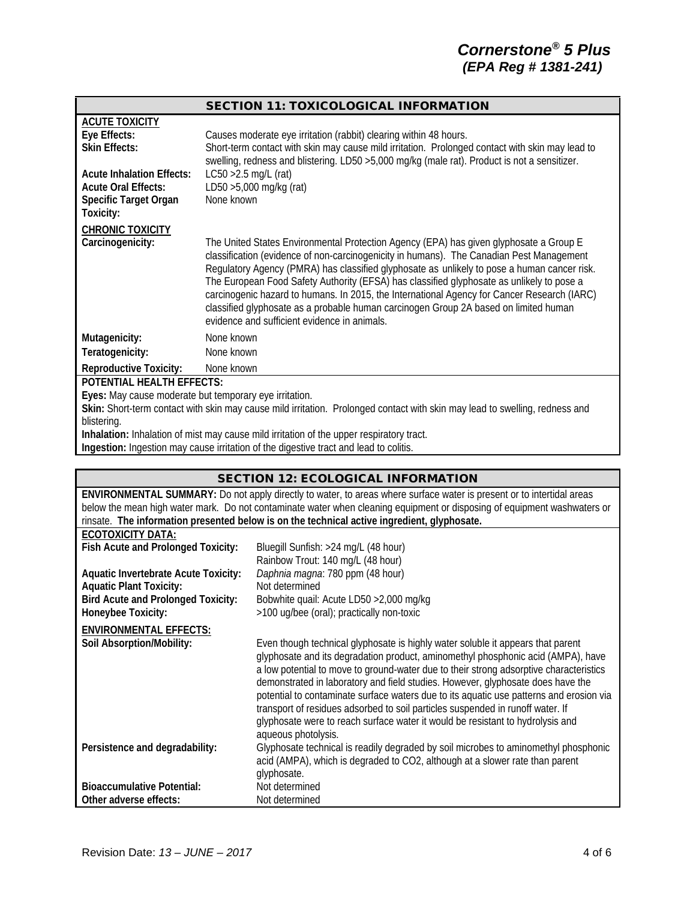## SECTION 11: TOXICOLOGICAL INFORMATION

**ACUTE TOXICITY**

| | |
|---|---|
| **Eye Effects:** | Causes moderate eye irritation (rabbit) clearing within 48 hours. |
| **Skin Effects:** | Short-term contact with skin may cause mild irritation. Prolonged contact with skin may lead to swelling, redness and blistering. LD50 >5,000 mg/kg (male rat). Product is not a sensitizer. |
| **Acute Inhalation Effects:** | LC50 >2.5 mg/L (rat) |
| **Acute Oral Effects:** | LD50 >5,000 mg/kg (rat) |
| **Specific Target Organ Toxicity:** | None known |

**CHRONIC TOXICITY**

| | |
|---|---|
| **Carcinogenicity:** | The United States Environmental Protection Agency (EPA) has given glyphosate a Group E classification (evidence of non-carcinogenicity in humans). The Canadian Pest Management Regulatory Agency (PMRA) has classified glyphosate as unlikely to pose a human cancer risk. The European Food Safety Authority (EFSA) has classified glyphosate as unlikely to pose a carcinogenic hazard to humans. In 2015, the International Agency for Cancer Research (IARC) classified glyphosate as a probable human carcinogen Group 2A based on limited human evidence and sufficient evidence in animals. |
| **Mutagenicity:** | None known |
| **Teratogenicity:** | None known |
| **Reproductive Toxicity:** | None known |

**POTENTIAL HEALTH EFFECTS:**

**Eyes:** May cause moderate but temporary eye irritation.

**Skin:** Short-term contact with skin may cause mild irritation. Prolonged contact with skin may lead to swelling, redness and blistering.

**Inhalation:** Inhalation of mist may cause mild irritation of the upper respiratory tract.

**Ingestion:** Ingestion may cause irritation of the digestive tract and lead to colitis.

## SECTION 12: ECOLOGICAL INFORMATION

**ENVIRONMENTAL SUMMARY:** Do not apply directly to water, to areas where surface water is present or to intertidal areas below the mean high water mark. Do not contaminate water when cleaning equipment or disposing of equipment washwaters or rinsate. **The information presented below is on the technical active ingredient, glyphosate.**

**ECOTOXICITY DATA:**

| | |
|---|---|
| **Fish Acute and Prolonged Toxicity:** | Bluegill Sunfish: >24 mg/L (48 hour)<br>Rainbow Trout: 140 mg/L (48 hour) |
| **Aquatic Invertebrate Acute Toxicity:** | *Daphnia magna*: 780 ppm (48 hour) |
| **Aquatic Plant Toxicity:** | Not determined |
| **Bird Acute and Prolonged Toxicity:** | Bobwhite quail: Acute LD50 >2,000 mg/kg |
| **Honeybee Toxicity:** | >100 ug/bee (oral); practically non-toxic |

**ENVIRONMENTAL EFFECTS:**

| | |
|---|---|
| **Soil Absorption/Mobility:** | Even though technical glyphosate is highly water soluble it appears that parent glyphosate and its degradation product, aminomethyl phosphonic acid (AMPA), have a low potential to move to ground-water due to their strong adsorptive characteristics demonstrated in laboratory and field studies. However, glyphosate does have the potential to contaminate surface waters due to its aquatic use patterns and erosion via transport of residues adsorbed to soil particles suspended in runoff water. If glyphosate were to reach surface water it would be resistant to hydrolysis and aqueous photolysis. |
| **Persistence and degradability:** | Glyphosate technical is readily degraded by soil microbes to aminomethyl phosphonic acid (AMPA), which is degraded to $CO_2$, although at a slower rate than parent glyphosate. |
| **Bioaccumulative Potential:** | Not determined |
| **Other adverse effects:** | Not determined |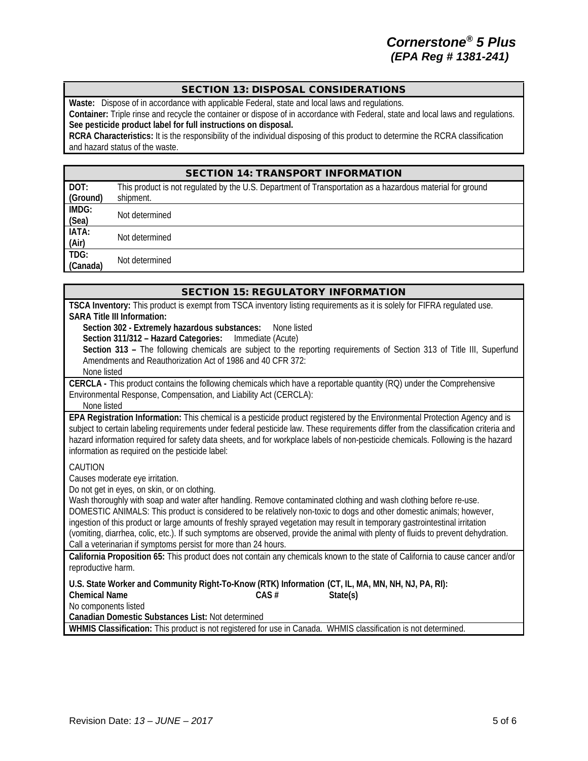## SECTION 13: DISPOSAL CONSIDERATIONS

**Waste:** Dispose of in accordance with applicable Federal, state and local laws and regulations.

**Container:** Triple rinse and recycle the container or dispose of in accordance with Federal, state and local laws and regulations. **See pesticide product label for full instructions on disposal.**

**RCRA Characteristics:** It is the responsibility of the individual disposing of this product to determine the RCRA classification and hazard status of the waste.

## SECTION 14: TRANSPORT INFORMATION

| | |
|---|---|
| **DOT: (Ground)** | This product is not regulated by the U.S. Department of Transportation as a hazardous material for ground shipment. |
| **IMDG: (Sea)** | Not determined |
| **IATA: (Air)** | Not determined |
| **TDG: (Canada)** | Not determined |

## SECTION 15: REGULATORY INFORMATION

**TSCA Inventory:** This product is exempt from TSCA inventory listing requirements as it is solely for FIFRA regulated use.

**SARA Title III Information:**

**Section 302 - Extremely hazardous substances:** None listed

**Section 311/312 – Hazard Categories:** Immediate (Acute)

**Section 313 –** The following chemicals are subject to the reporting requirements of Section 313 of Title III, Superfund Amendments and Reauthorization Act of 1986 and 40 CFR 372:

None listed

**CERCLA -** This product contains the following chemicals which have a reportable quantity (RQ) under the Comprehensive Environmental Response, Compensation, and Liability Act (CERCLA):

None listed

**EPA Registration Information:** This chemical is a pesticide product registered by the Environmental Protection Agency and is subject to certain labeling requirements under federal pesticide law. These requirements differ from the classification criteria and hazard information required for safety data sheets, and for workplace labels of non-pesticide chemicals. Following is the hazard information as required on the pesticide label:

CAUTION

Causes moderate eye irritation.

Do not get in eyes, on skin, or on clothing.

Wash thoroughly with soap and water after handling. Remove contaminated clothing and wash clothing before re-use.

DOMESTIC ANIMALS: This product is considered to be relatively non-toxic to dogs and other domestic animals; however, ingestion of this product or large amounts of freshly sprayed vegetation may result in temporary gastrointestinal irritation (vomiting, diarrhea, colic, etc.). If such symptoms are observed, provide the animal with plenty of fluids to prevent dehydration. Call a veterinarian if symptoms persist for more than 24 hours.

**California Proposition 65:** This product does not contain any chemicals known to the state of California to cause cancer and/or reproductive harm.

**U.S. State Worker and Community Right-To-Know (RTK) Information (CT, IL, MA, MN, NH, NJ, PA, RI):**

| Chemical Name | CAS # | State(s) |
|---|---|---|
| No components listed | | |

**Canadian Domestic Substances List:** Not determined

**WHMIS Classification:** This product is not registered for use in Canada. WHMIS classification is not determined.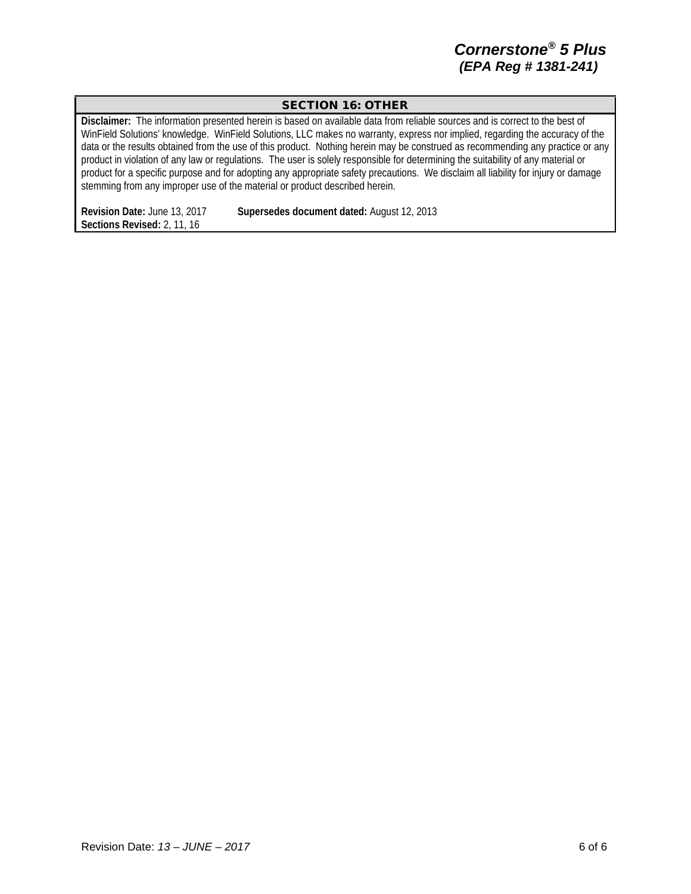## SECTION 16: OTHER

**Disclaimer:** The information presented herein is based on available data from reliable sources and is correct to the best of WinField Solutions' knowledge. WinField Solutions, LLC makes no warranty, express nor implied, regarding the accuracy of the data or the results obtained from the use of this product. Nothing herein may be construed as recommending any practice or any product in violation of any law or regulations. The user is solely responsible for determining the suitability of any material or product for a specific purpose and for adopting any appropriate safety precautions. We disclaim all liability for injury or damage stemming from any improper use of the material or product described herein.

**Revision Date:** June 13, 2017 **Supersedes document dated:** August 12, 2013
**Sections Revised:** 2, 11, 16